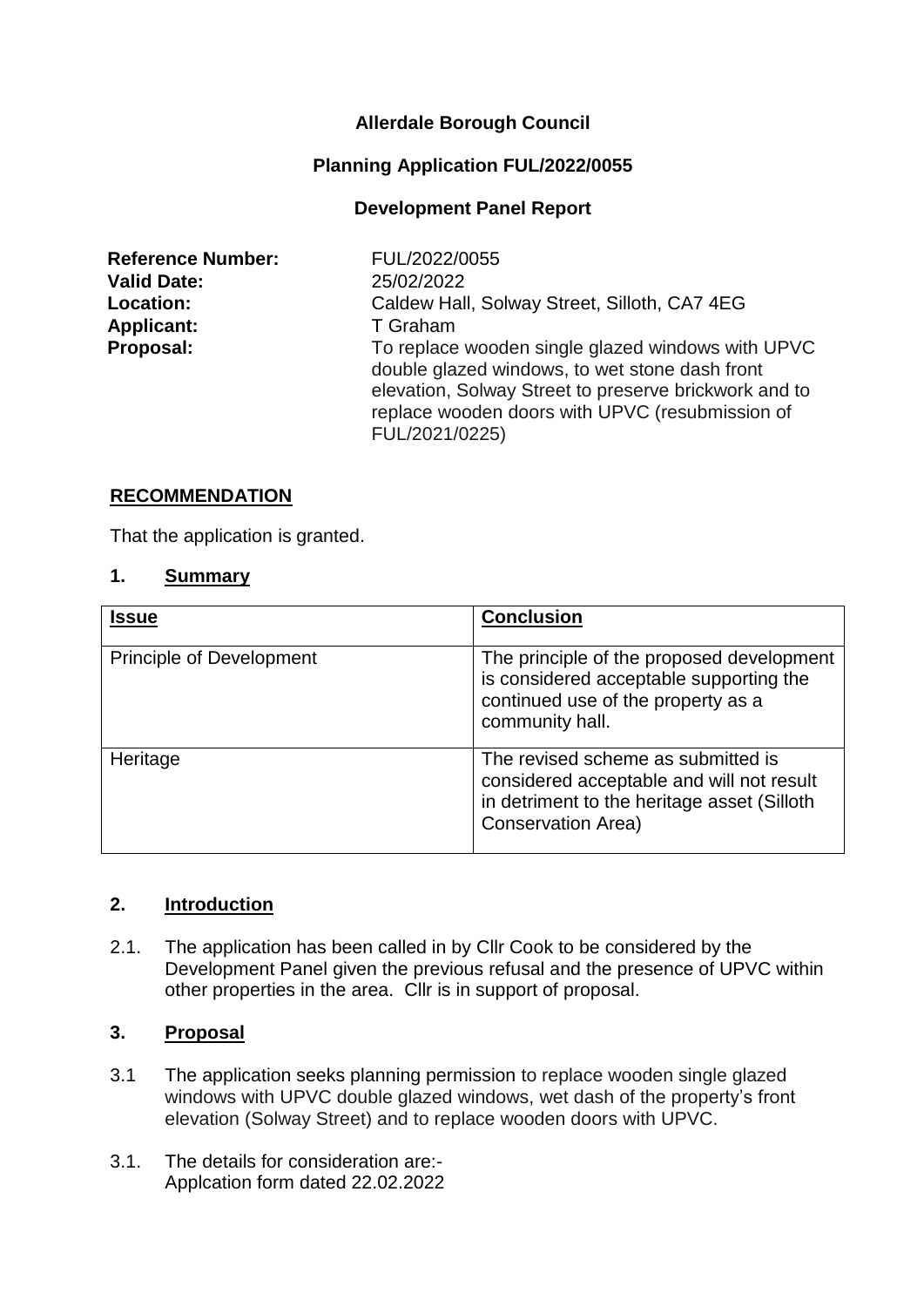**Allerdale Borough Council**

**Planning Application FUL/2022/0055**

**Development Panel Report**

| | |
|---|---|
| **Reference Number:** | FUL/2022/0055 |
| **Valid Date:** | 25/02/2022 |
| **Location:** | Caldew Hall, Solway Street, Silloth, CA7 4EG |
| **Applicant:** | T Graham |
| **Proposal:** | To replace wooden single glazed windows with UPVC double glazed windows, to wet stone dash front elevation, Solway Street to preserve brickwork and to replace wooden doors with UPVC (resubmission of FUL/2021/0225) |

## RECOMMENDATION

That the application is granted.

## 1. Summary

| Issue | Conclusion |
|---|---|
| Principle of Development | The principle of the proposed development is considered acceptable supporting the continued use of the property as a community hall. |
| Heritage | The revised scheme as submitted is considered acceptable and will not result in detriment to the heritage asset (Silloth Conservation Area) |

## 2. Introduction

2.1. The application has been called in by Cllr Cook to be considered by the Development Panel given the previous refusal and the presence of UPVC within other properties in the area. Cllr is in support of proposal.

## 3. Proposal

3.1 The application seeks planning permission to replace wooden single glazed windows with UPVC double glazed windows, wet dash of the property's front elevation (Solway Street) and to replace wooden doors with UPVC.

3.1. The details for consideration are:-
Applcation form dated 22.02.2022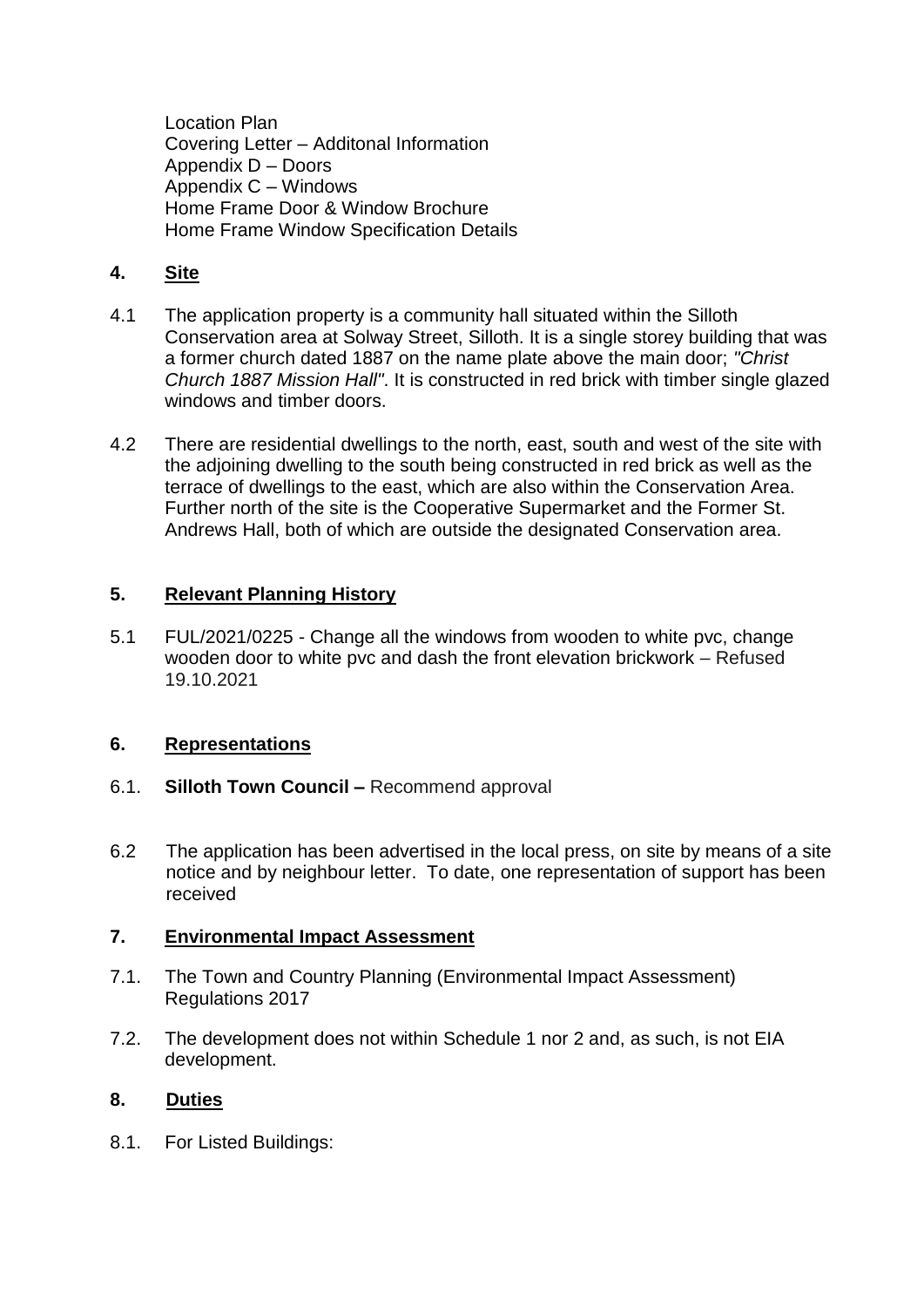Location Plan
Covering Letter – Additonal Information
Appendix D – Doors
Appendix C – Windows
Home Frame Door & Window Brochure
Home Frame Window Specification Details

## 4. Site

4.1 The application property is a community hall situated within the Silloth Conservation area at Solway Street, Silloth. It is a single storey building that was a former church dated 1887 on the name plate above the main door; *"Christ Church 1887 Mission Hall"*. It is constructed in red brick with timber single glazed windows and timber doors.

4.2 There are residential dwellings to the north, east, south and west of the site with the adjoining dwelling to the south being constructed in red brick as well as the terrace of dwellings to the east, which are also within the Conservation Area. Further north of the site is the Cooperative Supermarket and the Former St. Andrews Hall, both of which are outside the designated Conservation area.

## 5. Relevant Planning History

5.1 FUL/2021/0225 - Change all the windows from wooden to white pvc, change wooden door to white pvc and dash the front elevation brickwork – Refused 19.10.2021

## 6. Representations

6.1. **Silloth Town Council –** Recommend approval

6.2 The application has been advertised in the local press, on site by means of a site notice and by neighbour letter. To date, one representation of support has been received

## 7. Environmental Impact Assessment

7.1. The Town and Country Planning (Environmental Impact Assessment) Regulations 2017

7.2. The development does not within Schedule 1 nor 2 and, as such, is not EIA development.

## 8. Duties

8.1. For Listed Buildings: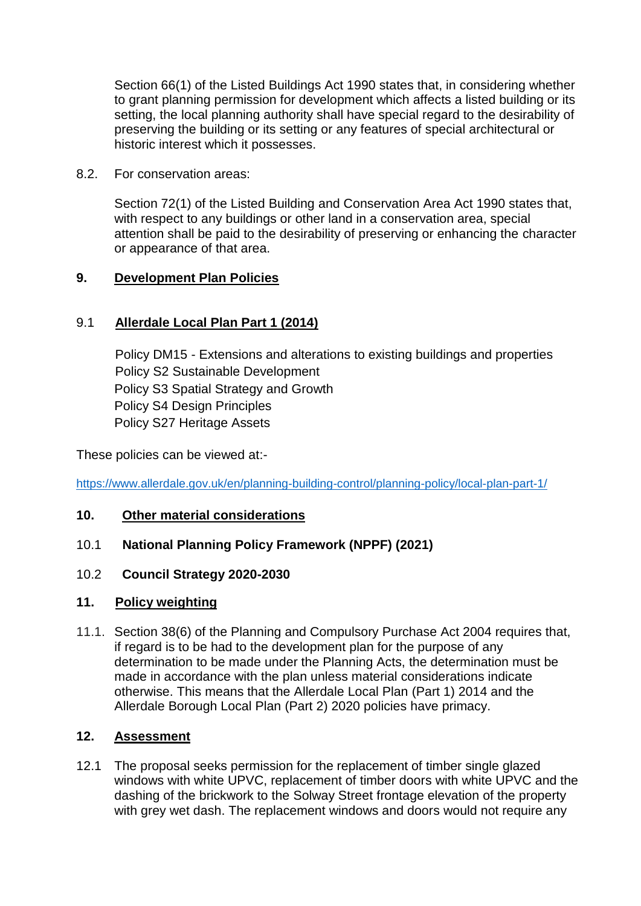Section 66(1) of the Listed Buildings Act 1990 states that, in considering whether to grant planning permission for development which affects a listed building or its setting, the local planning authority shall have special regard to the desirability of preserving the building or its setting or any features of special architectural or historic interest which it possesses.

8.2. For conservation areas:

Section 72(1) of the Listed Building and Conservation Area Act 1990 states that, with respect to any buildings or other land in a conservation area, special attention shall be paid to the desirability of preserving or enhancing the character or appearance of that area.

## 9. Development Plan Policies

### 9.1 Allerdale Local Plan Part 1 (2014)

Policy DM15 - Extensions and alterations to existing buildings and properties
Policy S2 Sustainable Development
Policy S3 Spatial Strategy and Growth
Policy S4 Design Principles
Policy S27 Heritage Assets

These policies can be viewed at:-

https://www.allerdale.gov.uk/en/planning-building-control/planning-policy/local-plan-part-1/

## 10. Other material considerations

**10.1 National Planning Policy Framework (NPPF) (2021)**

**10.2 Council Strategy 2020-2030**

## 11. Policy weighting

11.1. Section 38(6) of the Planning and Compulsory Purchase Act 2004 requires that, if regard is to be had to the development plan for the purpose of any determination to be made under the Planning Acts, the determination must be made in accordance with the plan unless material considerations indicate otherwise. This means that the Allerdale Local Plan (Part 1) 2014 and the Allerdale Borough Local Plan (Part 2) 2020 policies have primacy.

## 12. Assessment

12.1 The proposal seeks permission for the replacement of timber single glazed windows with white UPVC, replacement of timber doors with white UPVC and the dashing of the brickwork to the Solway Street frontage elevation of the property with grey wet dash. The replacement windows and doors would not require any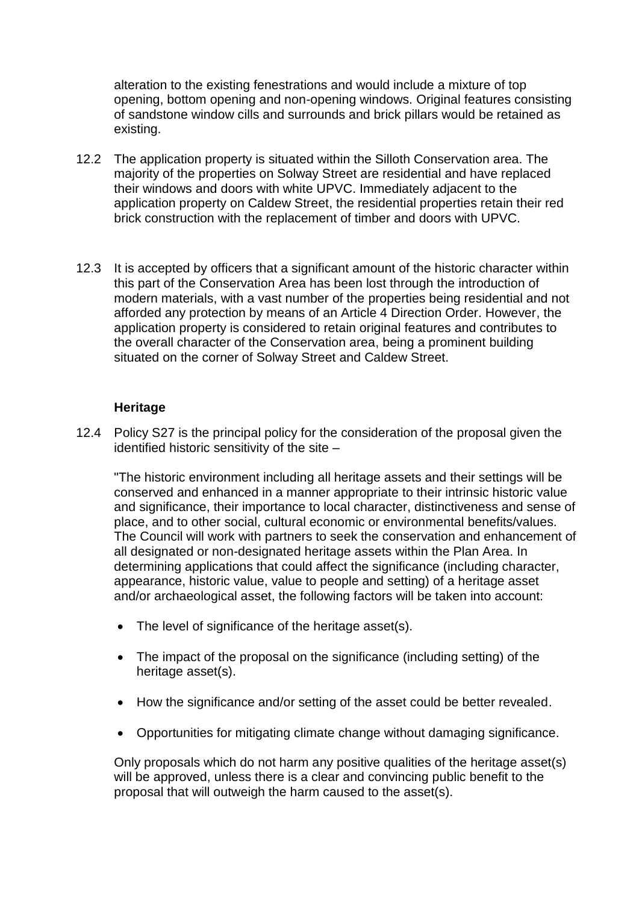alteration to the existing fenestrations and would include a mixture of top opening, bottom opening and non-opening windows. Original features consisting of sandstone window cills and surrounds and brick pillars would be retained as existing.

12.2 The application property is situated within the Silloth Conservation area. The majority of the properties on Solway Street are residential and have replaced their windows and doors with white UPVC. Immediately adjacent to the application property on Caldew Street, the residential properties retain their red brick construction with the replacement of timber and doors with UPVC.

12.3 It is accepted by officers that a significant amount of the historic character within this part of the Conservation Area has been lost through the introduction of modern materials, with a vast number of the properties being residential and not afforded any protection by means of an Article 4 Direction Order. However, the application property is considered to retain original features and contributes to the overall character of the Conservation area, being a prominent building situated on the corner of Solway Street and Caldew Street.

**Heritage**

12.4 Policy S27 is the principal policy for the consideration of the proposal given the identified historic sensitivity of the site –

"The historic environment including all heritage assets and their settings will be conserved and enhanced in a manner appropriate to their intrinsic historic value and significance, their importance to local character, distinctiveness and sense of place, and to other social, cultural economic or environmental benefits/values. The Council will work with partners to seek the conservation and enhancement of all designated or non-designated heritage assets within the Plan Area. In determining applications that could affect the significance (including character, appearance, historic value, value to people and setting) of a heritage asset and/or archaeological asset, the following factors will be taken into account:

- The level of significance of the heritage asset(s).
- The impact of the proposal on the significance (including setting) of the heritage asset(s).
- How the significance and/or setting of the asset could be better revealed.
- Opportunities for mitigating climate change without damaging significance.

Only proposals which do not harm any positive qualities of the heritage asset(s) will be approved, unless there is a clear and convincing public benefit to the proposal that will outweigh the harm caused to the asset(s).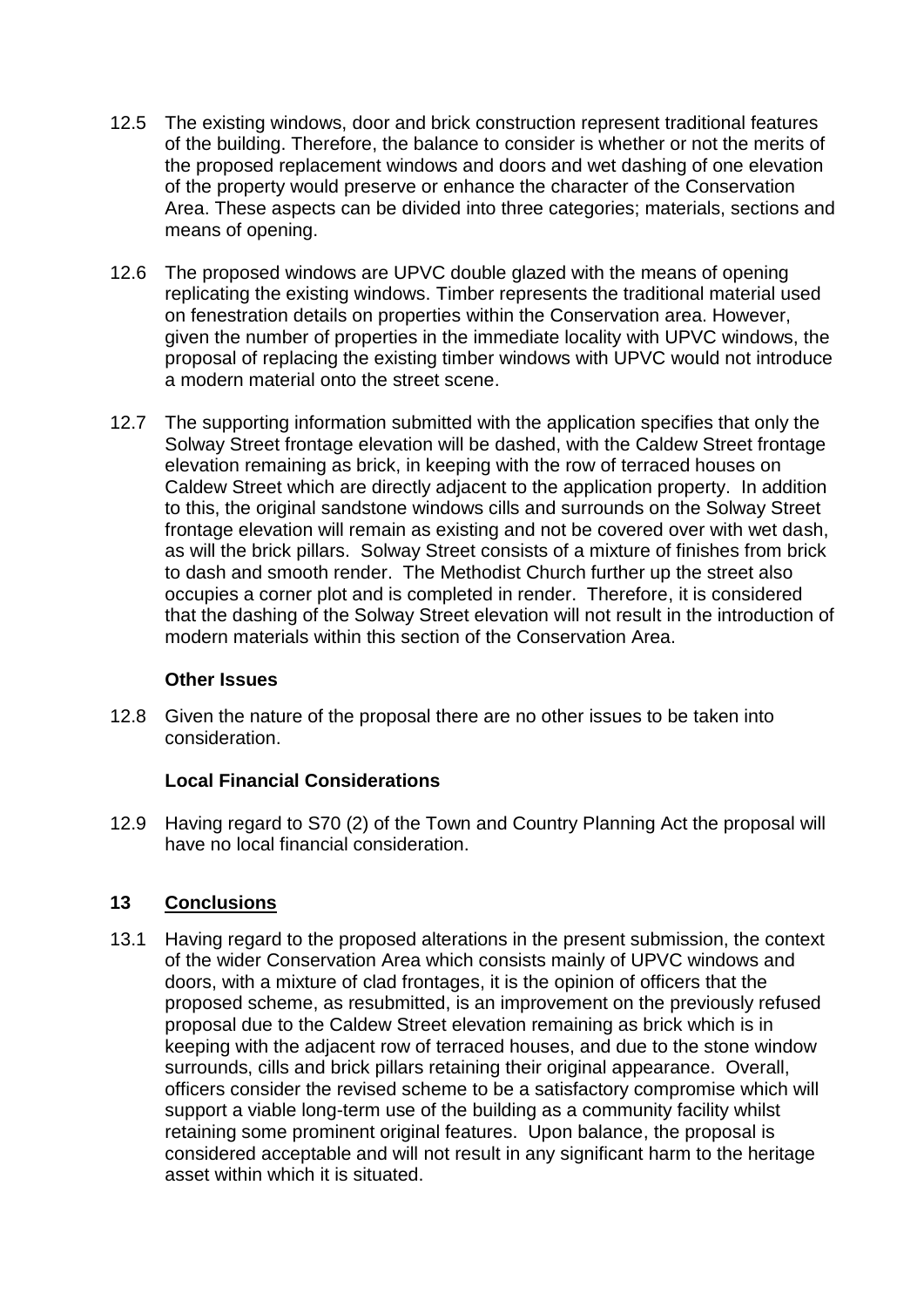12.5 The existing windows, door and brick construction represent traditional features of the building. Therefore, the balance to consider is whether or not the merits of the proposed replacement windows and doors and wet dashing of one elevation of the property would preserve or enhance the character of the Conservation Area. These aspects can be divided into three categories; materials, sections and means of opening.

12.6 The proposed windows are UPVC double glazed with the means of opening replicating the existing windows. Timber represents the traditional material used on fenestration details on properties within the Conservation area. However, given the number of properties in the immediate locality with UPVC windows, the proposal of replacing the existing timber windows with UPVC would not introduce a modern material onto the street scene.

12.7 The supporting information submitted with the application specifies that only the Solway Street frontage elevation will be dashed, with the Caldew Street frontage elevation remaining as brick, in keeping with the row of terraced houses on Caldew Street which are directly adjacent to the application property. In addition to this, the original sandstone windows cills and surrounds on the Solway Street frontage elevation will remain as existing and not be covered over with wet dash, as will the brick pillars. Solway Street consists of a mixture of finishes from brick to dash and smooth render. The Methodist Church further up the street also occupies a corner plot and is completed in render. Therefore, it is considered that the dashing of the Solway Street elevation will not result in the introduction of modern materials within this section of the Conservation Area.

**Other Issues**

12.8 Given the nature of the proposal there are no other issues to be taken into consideration.

**Local Financial Considerations**

12.9 Having regard to S70 (2) of the Town and Country Planning Act the proposal will have no local financial consideration.

## 13 Conclusions

13.1 Having regard to the proposed alterations in the present submission, the context of the wider Conservation Area which consists mainly of UPVC windows and doors, with a mixture of clad frontages, it is the opinion of officers that the proposed scheme, as resubmitted, is an improvement on the previously refused proposal due to the Caldew Street elevation remaining as brick which is in keeping with the adjacent row of terraced houses, and due to the stone window surrounds, cills and brick pillars retaining their original appearance. Overall, officers consider the revised scheme to be a satisfactory compromise which will support a viable long-term use of the building as a community facility whilst retaining some prominent original features. Upon balance, the proposal is considered acceptable and will not result in any significant harm to the heritage asset within which it is situated.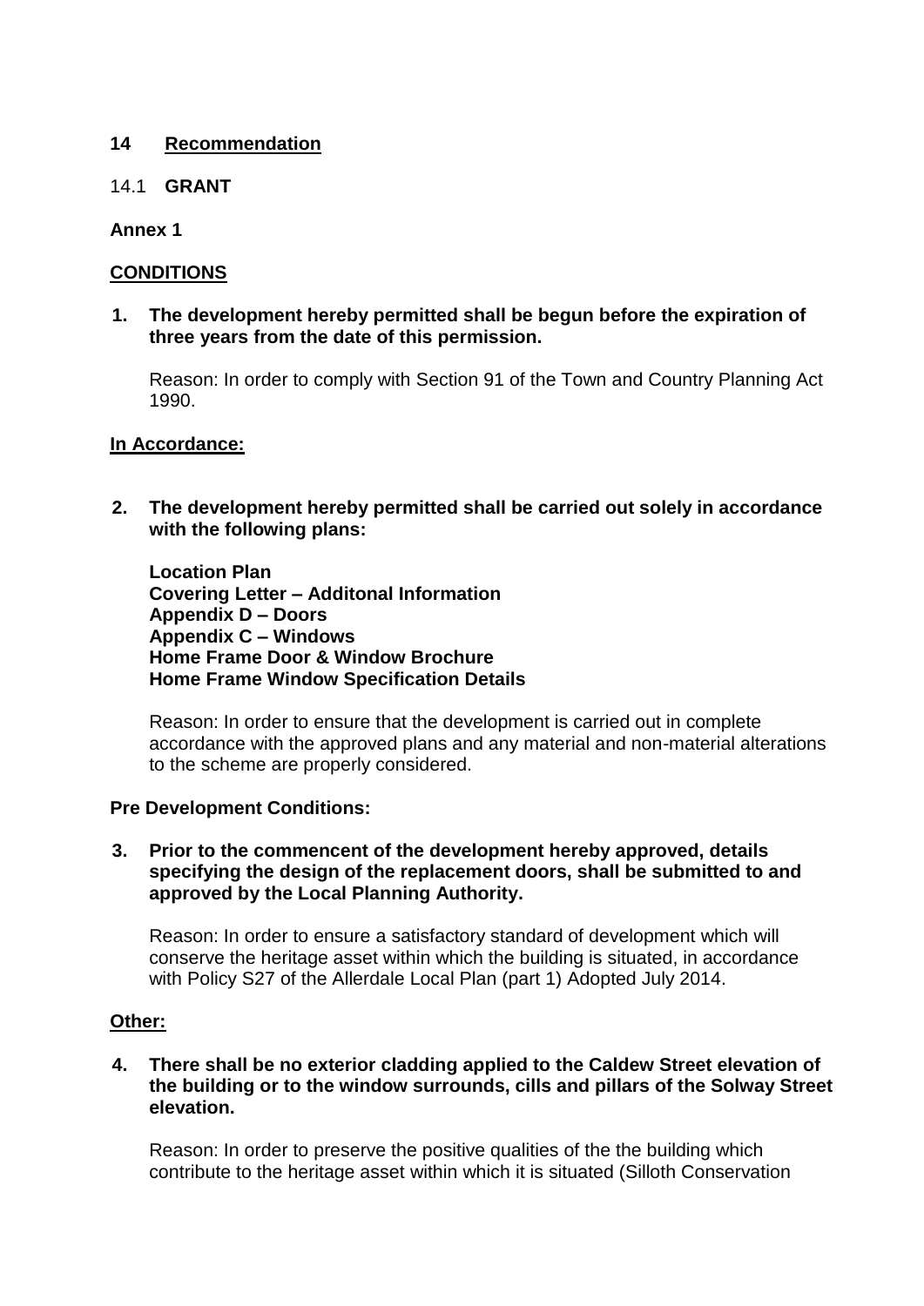## 14 Recommendation

14.1 **GRANT**

**Annex 1**

**CONDITIONS**

**1. The development hereby permitted shall be begun before the expiration of three years from the date of this permission.**

Reason: In order to comply with Section 91 of the Town and Country Planning Act 1990.

**In Accordance:**

**2. The development hereby permitted shall be carried out solely in accordance with the following plans:**

**Location Plan**
**Covering Letter – Additonal Information**
**Appendix D – Doors**
**Appendix C – Windows**
**Home Frame Door & Window Brochure**
**Home Frame Window Specification Details**

Reason: In order to ensure that the development is carried out in complete accordance with the approved plans and any material and non-material alterations to the scheme are properly considered.

**Pre Development Conditions:**

**3. Prior to the commencent of the development hereby approved, details specifying the design of the replacement doors, shall be submitted to and approved by the Local Planning Authority.**

Reason: In order to ensure a satisfactory standard of development which will conserve the heritage asset within which the building is situated, in accordance with Policy S27 of the Allerdale Local Plan (part 1) Adopted July 2014.

**Other:**

**4. There shall be no exterior cladding applied to the Caldew Street elevation of the building or to the window surrounds, cills and pillars of the Solway Street elevation.**

Reason: In order to preserve the positive qualities of the the building which contribute to the heritage asset within which it is situated (Silloth Conservation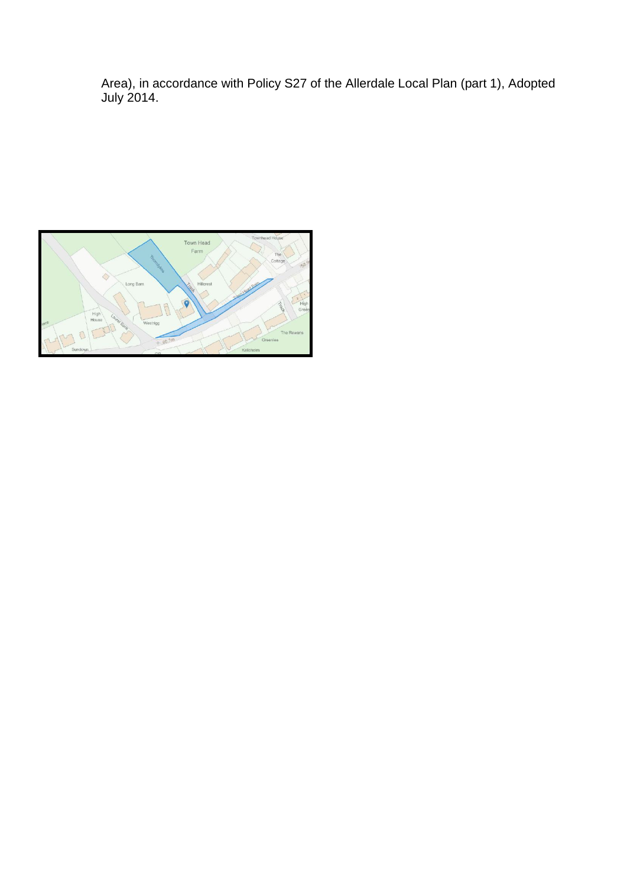Area), in accordance with Policy S27 of the Allerdale Local Plan (part 1), Adopted July 2014.